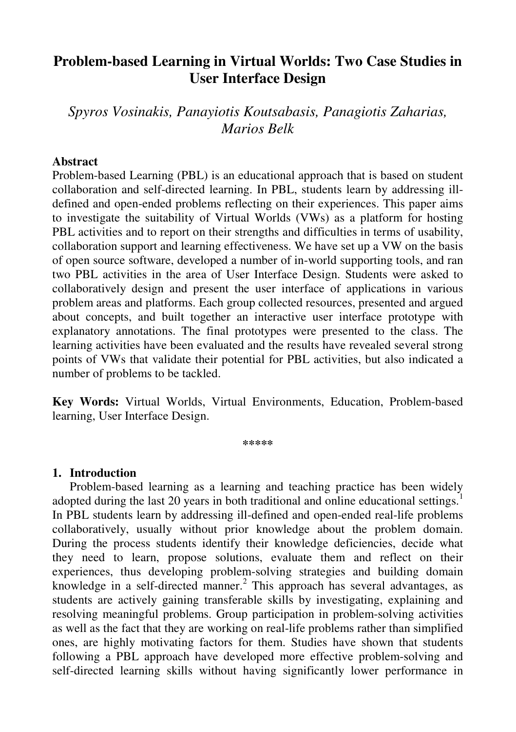# Problem-based Learning in Virtual Worlds: Two Case Studies in User Interface Design

*Spyros Vosinakis, Panayiotis Koutsabasis, Panagiotis Zaharias, Marios Belk*

**Abstract**

Problem-based Learning (PBL) is an educational approach that is based on student collaboration and self-directed learning. In PBL, students learn by addressing ill-defined and open-ended problems reflecting on their experiences. This paper aims to investigate the suitability of Virtual Worlds (VWs) as a platform for hosting PBL activities and to report on their strengths and difficulties in terms of usability, collaboration support and learning effectiveness. We have set up a VW on the basis of open source software, developed a number of in-world supporting tools, and ran two PBL activities in the area of User Interface Design. Students were asked to collaboratively design and present the user interface of applications in various problem areas and platforms. Each group collected resources, presented and argued about concepts, and built together an interactive user interface prototype with explanatory annotations. The final prototypes were presented to the class. The learning activities have been evaluated and the results have revealed several strong points of VWs that validate their potential for PBL activities, but also indicated a number of problems to be tackled.

**Key Words:** Virtual Worlds, Virtual Environments, Education, Problem-based learning, User Interface Design.

\*\*\*\*\*

## 1. Introduction

Problem-based learning as a learning and teaching practice has been widely adopted during the last 20 years in both traditional and online educational settings.[1] In PBL students learn by addressing ill-defined and open-ended real-life problems collaboratively, usually without prior knowledge about the problem domain. During the process students identify their knowledge deficiencies, decide what they need to learn, propose solutions, evaluate them and reflect on their experiences, thus developing problem-solving strategies and building domain knowledge in a self-directed manner.[2] This approach has several advantages, as students are actively gaining transferable skills by investigating, explaining and resolving meaningful problems. Group participation in problem-solving activities as well as the fact that they are working on real-life problems rather than simplified ones, are highly motivating factors for them. Studies have shown that students following a PBL approach have developed more effective problem-solving and self-directed learning skills without having significantly lower performance in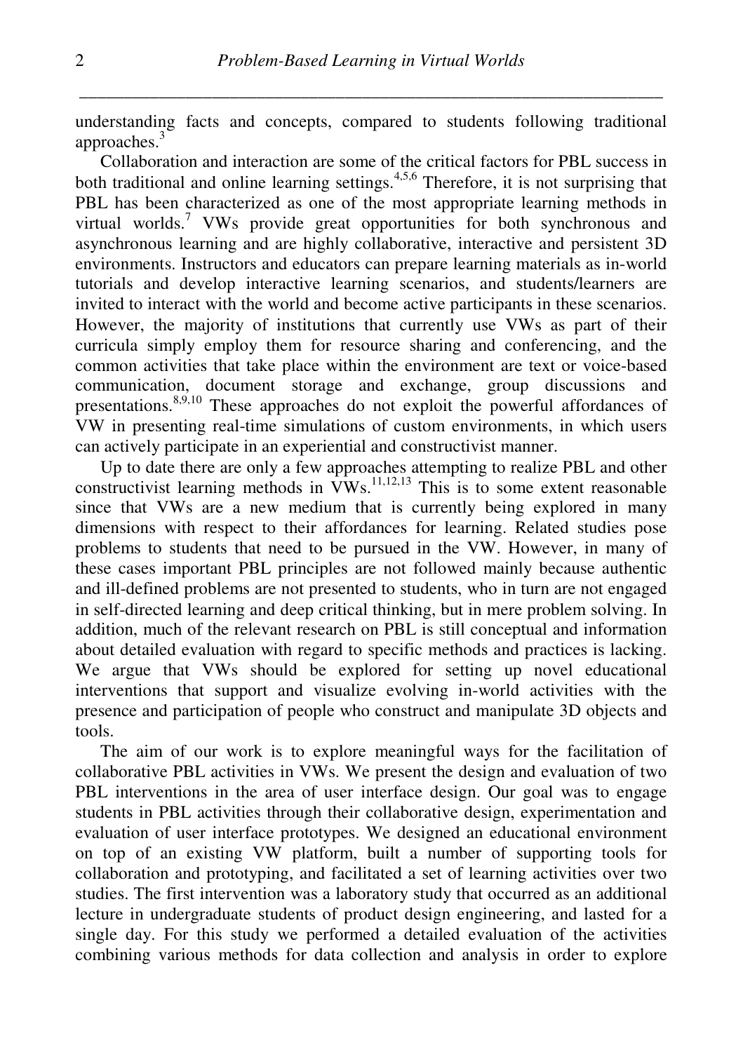understanding facts and concepts, compared to students following traditional approaches.[3]

Collaboration and interaction are some of the critical factors for PBL success in both traditional and online learning settings.[4,5,6] Therefore, it is not surprising that PBL has been characterized as one of the most appropriate learning methods in virtual worlds.[7] VWs provide great opportunities for both synchronous and asynchronous learning and are highly collaborative, interactive and persistent 3D environments. Instructors and educators can prepare learning materials as in-world tutorials and develop interactive learning scenarios, and students/learners are invited to interact with the world and become active participants in these scenarios. However, the majority of institutions that currently use VWs as part of their curricula simply employ them for resource sharing and conferencing, and the common activities that take place within the environment are text or voice-based communication, document storage and exchange, group discussions and presentations.[8,9,10] These approaches do not exploit the powerful affordances of VW in presenting real-time simulations of custom environments, in which users can actively participate in an experiential and constructivist manner.

Up to date there are only a few approaches attempting to realize PBL and other constructivist learning methods in VWs.[11,12,13] This is to some extent reasonable since that VWs are a new medium that is currently being explored in many dimensions with respect to their affordances for learning. Related studies pose problems to students that need to be pursued in the VW. However, in many of these cases important PBL principles are not followed mainly because authentic and ill-defined problems are not presented to students, who in turn are not engaged in self-directed learning and deep critical thinking, but in mere problem solving. In addition, much of the relevant research on PBL is still conceptual and information about detailed evaluation with regard to specific methods and practices is lacking. We argue that VWs should be explored for setting up novel educational interventions that support and visualize evolving in-world activities with the presence and participation of people who construct and manipulate 3D objects and tools.

The aim of our work is to explore meaningful ways for the facilitation of collaborative PBL activities in VWs. We present the design and evaluation of two PBL interventions in the area of user interface design. Our goal was to engage students in PBL activities through their collaborative design, experimentation and evaluation of user interface prototypes. We designed an educational environment on top of an existing VW platform, built a number of supporting tools for collaboration and prototyping, and facilitated a set of learning activities over two studies. The first intervention was a laboratory study that occurred as an additional lecture in undergraduate students of product design engineering, and lasted for a single day. For this study we performed a detailed evaluation of the activities combining various methods for data collection and analysis in order to explore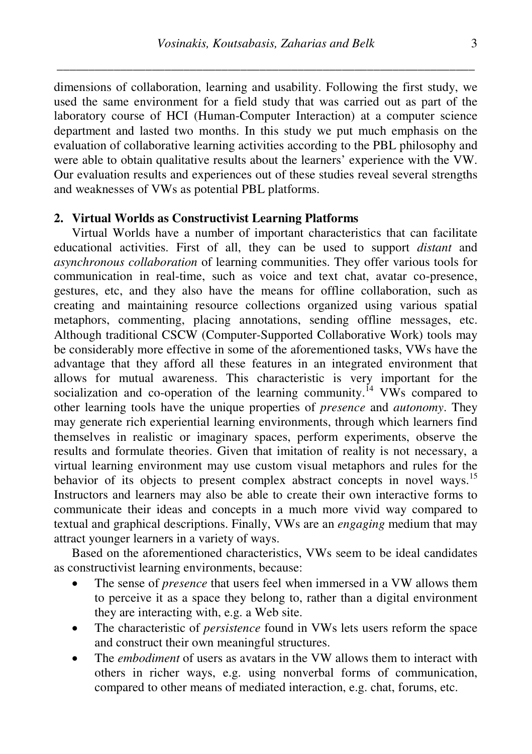dimensions of collaboration, learning and usability. Following the first study, we used the same environment for a field study that was carried out as part of the laboratory course of HCI (Human-Computer Interaction) at a computer science department and lasted two months. In this study we put much emphasis on the evaluation of collaborative learning activities according to the PBL philosophy and were able to obtain qualitative results about the learners' experience with the VW. Our evaluation results and experiences out of these studies reveal several strengths and weaknesses of VWs as potential PBL platforms.

## 2. Virtual Worlds as Constructivist Learning Platforms

Virtual Worlds have a number of important characteristics that can facilitate educational activities. First of all, they can be used to support *distant* and *asynchronous collaboration* of learning communities. They offer various tools for communication in real-time, such as voice and text chat, avatar co-presence, gestures, etc, and they also have the means for offline collaboration, such as creating and maintaining resource collections organized using various spatial metaphors, commenting, placing annotations, sending offline messages, etc. Although traditional CSCW (Computer-Supported Collaborative Work) tools may be considerably more effective in some of the aforementioned tasks, VWs have the advantage that they afford all these features in an integrated environment that allows for mutual awareness. This characteristic is very important for the socialization and co-operation of the learning community.[14] VWs compared to other learning tools have the unique properties of *presence* and *autonomy*. They may generate rich experiential learning environments, through which learners find themselves in realistic or imaginary spaces, perform experiments, observe the results and formulate theories. Given that imitation of reality is not necessary, a virtual learning environment may use custom visual metaphors and rules for the behavior of its objects to present complex abstract concepts in novel ways.[15] Instructors and learners may also be able to create their own interactive forms to communicate their ideas and concepts in a much more vivid way compared to textual and graphical descriptions. Finally, VWs are an *engaging* medium that may attract younger learners in a variety of ways.

Based on the aforementioned characteristics, VWs seem to be ideal candidates as constructivist learning environments, because:

- The sense of *presence* that users feel when immersed in a VW allows them to perceive it as a space they belong to, rather than a digital environment they are interacting with, e.g. a Web site.
- The characteristic of *persistence* found in VWs lets users reform the space and construct their own meaningful structures.
- The *embodiment* of users as avatars in the VW allows them to interact with others in richer ways, e.g. using nonverbal forms of communication, compared to other means of mediated interaction, e.g. chat, forums, etc.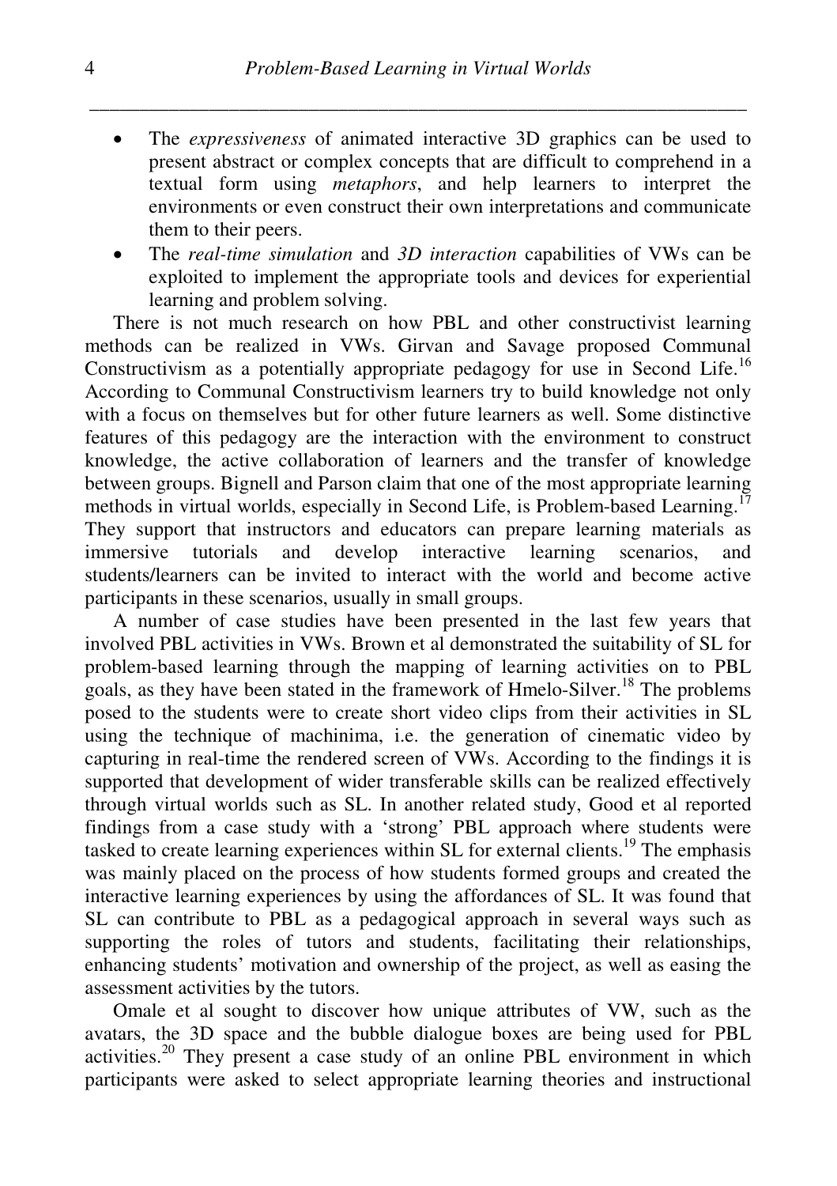- The *expressiveness* of animated interactive 3D graphics can be used to present abstract or complex concepts that are difficult to comprehend in a textual form using *metaphors*, and help learners to interpret the environments or even construct their own interpretations and communicate them to their peers.
- The *real-time simulation* and *3D interaction* capabilities of VWs can be exploited to implement the appropriate tools and devices for experiential learning and problem solving.

There is not much research on how PBL and other constructivist learning methods can be realized in VWs. Girvan and Savage proposed Communal Constructivism as a potentially appropriate pedagogy for use in Second Life.[16] According to Communal Constructivism learners try to build knowledge not only with a focus on themselves but for other future learners as well. Some distinctive features of this pedagogy are the interaction with the environment to construct knowledge, the active collaboration of learners and the transfer of knowledge between groups. Bignell and Parson claim that one of the most appropriate learning methods in virtual worlds, especially in Second Life, is Problem-based Learning.[17] They support that instructors and educators can prepare learning materials as immersive tutorials and develop interactive learning scenarios, and students/learners can be invited to interact with the world and become active participants in these scenarios, usually in small groups.

A number of case studies have been presented in the last few years that involved PBL activities in VWs. Brown et al demonstrated the suitability of SL for problem-based learning through the mapping of learning activities on to PBL goals, as they have been stated in the framework of Hmelo-Silver.[18] The problems posed to the students were to create short video clips from their activities in SL using the technique of machinima, i.e. the generation of cinematic video by capturing in real-time the rendered screen of VWs. According to the findings it is supported that development of wider transferable skills can be realized effectively through virtual worlds such as SL. In another related study, Good et al reported findings from a case study with a 'strong' PBL approach where students were tasked to create learning experiences within SL for external clients.[19] The emphasis was mainly placed on the process of how students formed groups and created the interactive learning experiences by using the affordances of SL. It was found that SL can contribute to PBL as a pedagogical approach in several ways such as supporting the roles of tutors and students, facilitating their relationships, enhancing students' motivation and ownership of the project, as well as easing the assessment activities by the tutors.

Omale et al sought to discover how unique attributes of VW, such as the avatars, the 3D space and the bubble dialogue boxes are being used for PBL activities.[20] They present a case study of an online PBL environment in which participants were asked to select appropriate learning theories and instructional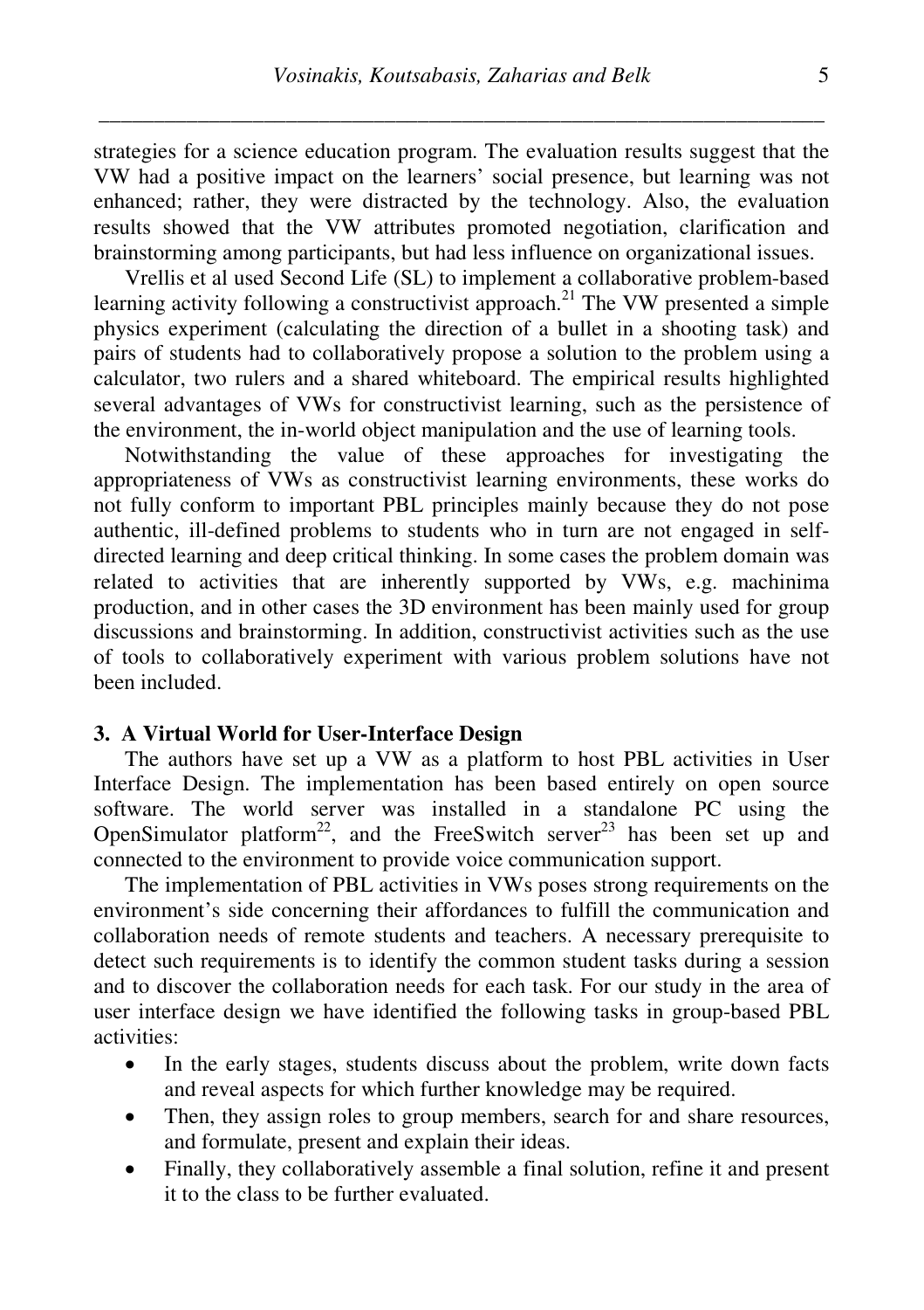strategies for a science education program. The evaluation results suggest that the VW had a positive impact on the learners' social presence, but learning was not enhanced; rather, they were distracted by the technology. Also, the evaluation results showed that the VW attributes promoted negotiation, clarification and brainstorming among participants, but had less influence on organizational issues.

Vrellis et al used Second Life (SL) to implement a collaborative problem-based learning activity following a constructivist approach.[21] The VW presented a simple physics experiment (calculating the direction of a bullet in a shooting task) and pairs of students had to collaboratively propose a solution to the problem using a calculator, two rulers and a shared whiteboard. The empirical results highlighted several advantages of VWs for constructivist learning, such as the persistence of the environment, the in-world object manipulation and the use of learning tools.

Notwithstanding the value of these approaches for investigating the appropriateness of VWs as constructivist learning environments, these works do not fully conform to important PBL principles mainly because they do not pose authentic, ill-defined problems to students who in turn are not engaged in self-directed learning and deep critical thinking. In some cases the problem domain was related to activities that are inherently supported by VWs, e.g. machinima production, and in other cases the 3D environment has been mainly used for group discussions and brainstorming. In addition, constructivist activities such as the use of tools to collaboratively experiment with various problem solutions have not been included.

## 3. A Virtual World for User-Interface Design

The authors have set up a VW as a platform to host PBL activities in User Interface Design. The implementation has been based entirely on open source software. The world server was installed in a standalone PC using the OpenSimulator platform[22], and the FreeSwitch server[23] has been set up and connected to the environment to provide voice communication support.

The implementation of PBL activities in VWs poses strong requirements on the environment's side concerning their affordances to fulfill the communication and collaboration needs of remote students and teachers. A necessary prerequisite to detect such requirements is to identify the common student tasks during a session and to discover the collaboration needs for each task. For our study in the area of user interface design we have identified the following tasks in group-based PBL activities:

- In the early stages, students discuss about the problem, write down facts and reveal aspects for which further knowledge may be required.
- Then, they assign roles to group members, search for and share resources, and formulate, present and explain their ideas.
- Finally, they collaboratively assemble a final solution, refine it and present it to the class to be further evaluated.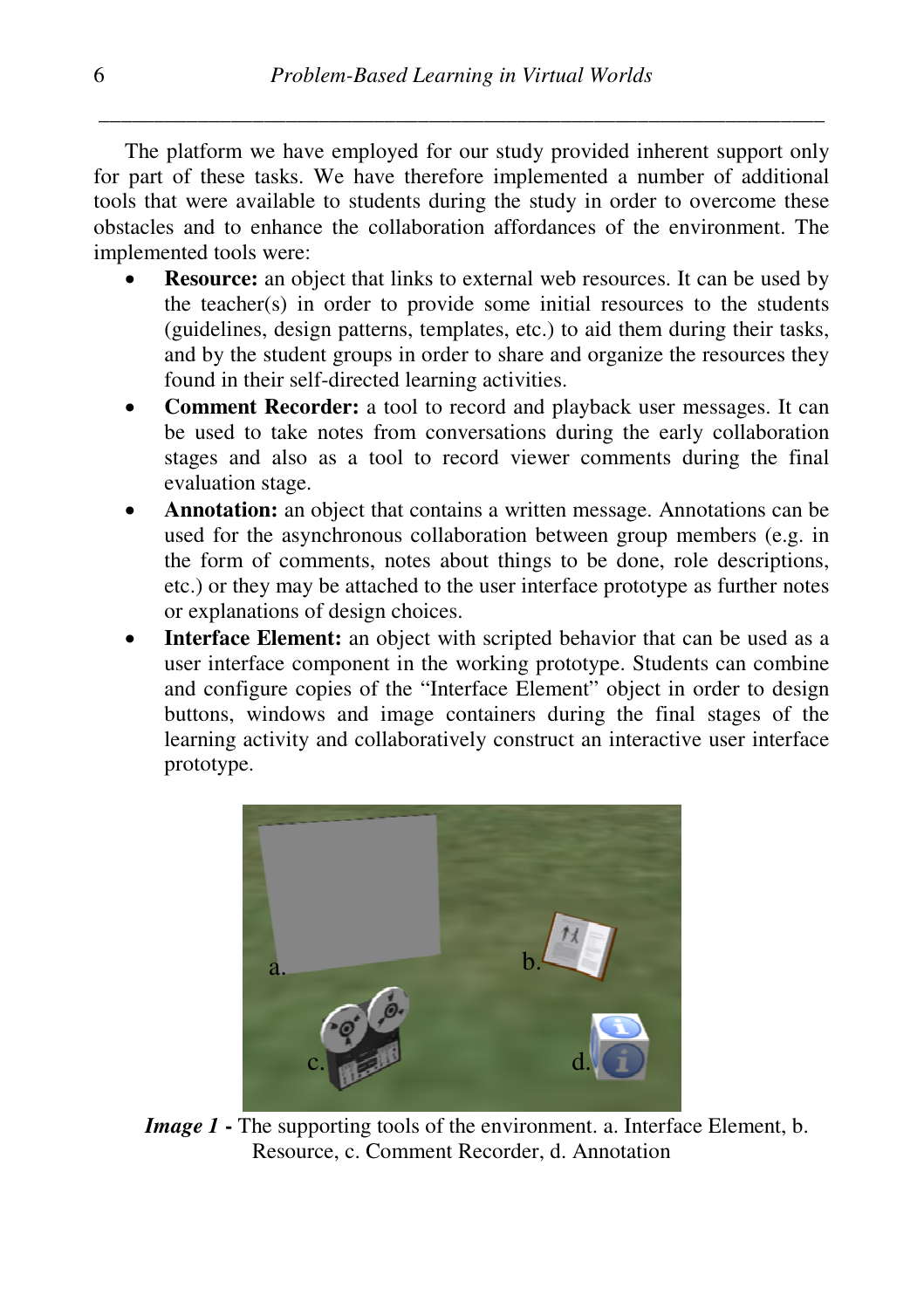The platform we have employed for our study provided inherent support only for part of these tasks. We have therefore implemented a number of additional tools that were available to students during the study in order to overcome these obstacles and to enhance the collaboration affordances of the environment. The implemented tools were:

- **Resource:** an object that links to external web resources. It can be used by the teacher(s) in order to provide some initial resources to the students (guidelines, design patterns, templates, etc.) to aid them during their tasks, and by the student groups in order to share and organize the resources they found in their self-directed learning activities.
- **Comment Recorder:** a tool to record and playback user messages. It can be used to take notes from conversations during the early collaboration stages and also as a tool to record viewer comments during the final evaluation stage.
- **Annotation:** an object that contains a written message. Annotations can be used for the asynchronous collaboration between group members (e.g. in the form of comments, notes about things to be done, role descriptions, etc.) or they may be attached to the user interface prototype as further notes or explanations of design choices.
- **Interface Element:** an object with scripted behavior that can be used as a user interface component in the working prototype. Students can combine and configure copies of the "Interface Element" object in order to design buttons, windows and image containers during the final stages of the learning activity and collaboratively construct an interactive user interface prototype.

***Image 1*** **-** The supporting tools of the environment. a. Interface Element, b. Resource, c. Comment Recorder, d. Annotation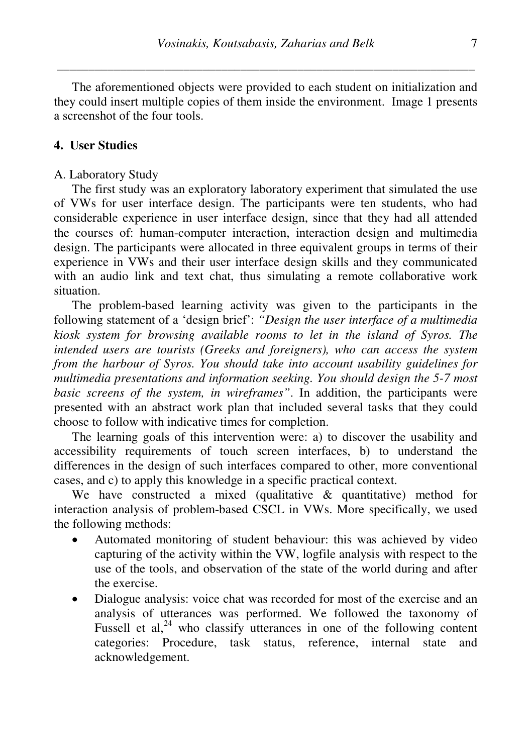The aforementioned objects were provided to each student on initialization and they could insert multiple copies of them inside the environment. Image 1 presents a screenshot of the four tools.

## 4. User Studies

### A. Laboratory Study

The first study was an exploratory laboratory experiment that simulated the use of VWs for user interface design. The participants were ten students, who had considerable experience in user interface design, since that they had all attended the courses of: human-computer interaction, interaction design and multimedia design. The participants were allocated in three equivalent groups in terms of their experience in VWs and their user interface design skills and they communicated with an audio link and text chat, thus simulating a remote collaborative work situation.

The problem-based learning activity was given to the participants in the following statement of a 'design brief': *"Design the user interface of a multimedia kiosk system for browsing available rooms to let in the island of Syros. The intended users are tourists (Greeks and foreigners), who can access the system from the harbour of Syros. You should take into account usability guidelines for multimedia presentations and information seeking. You should design the 5-7 most basic screens of the system, in wireframes"*. In addition, the participants were presented with an abstract work plan that included several tasks that they could choose to follow with indicative times for completion.

The learning goals of this intervention were: a) to discover the usability and accessibility requirements of touch screen interfaces, b) to understand the differences in the design of such interfaces compared to other, more conventional cases, and c) to apply this knowledge in a specific practical context.

We have constructed a mixed (qualitative & quantitative) method for interaction analysis of problem-based CSCL in VWs. More specifically, we used the following methods:

- Automated monitoring of student behaviour: this was achieved by video capturing of the activity within the VW, logfile analysis with respect to the use of the tools, and observation of the state of the world during and after the exercise.
- Dialogue analysis: voice chat was recorded for most of the exercise and an analysis of utterances was performed. We followed the taxonomy of Fussell et al,[24] who classify utterances in one of the following content categories: Procedure, task status, reference, internal state and acknowledgement.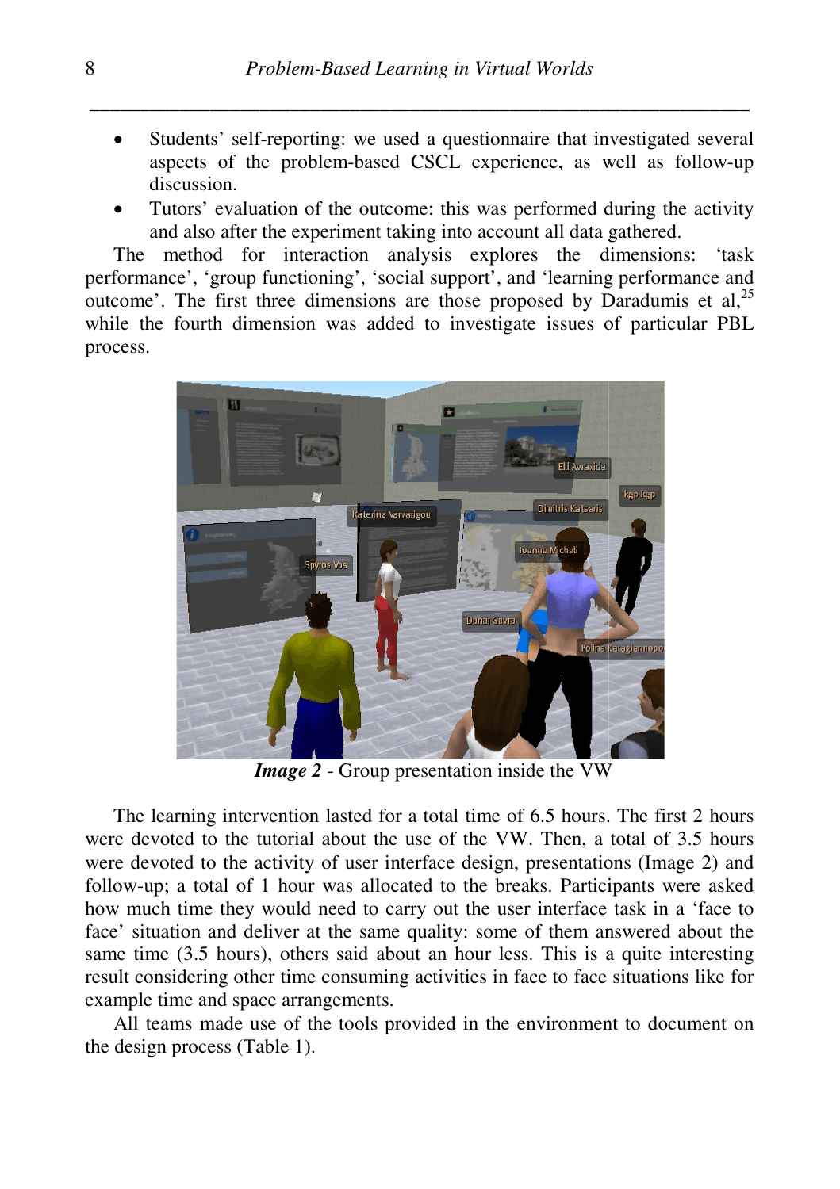- Students' self-reporting: we used a questionnaire that investigated several aspects of the problem-based CSCL experience, as well as follow-up discussion.
- Tutors' evaluation of the outcome: this was performed during the activity and also after the experiment taking into account all data gathered.

The method for interaction analysis explores the dimensions: 'task performance', 'group functioning', 'social support', and 'learning performance and outcome'. The first three dimensions are those proposed by Daradumis et al,[25] while the fourth dimension was added to investigate issues of particular PBL process.

***Image 2*** - Group presentation inside the VW

The learning intervention lasted for a total time of 6.5 hours. The first 2 hours were devoted to the tutorial about the use of the VW. Then, a total of 3.5 hours were devoted to the activity of user interface design, presentations (Image 2) and follow-up; a total of 1 hour was allocated to the breaks. Participants were asked how much time they would need to carry out the user interface task in a 'face to face' situation and deliver at the same quality: some of them answered about the same time (3.5 hours), others said about an hour less. This is a quite interesting result considering other time consuming activities in face to face situations like for example time and space arrangements.

All teams made use of the tools provided in the environment to document on the design process (Table 1).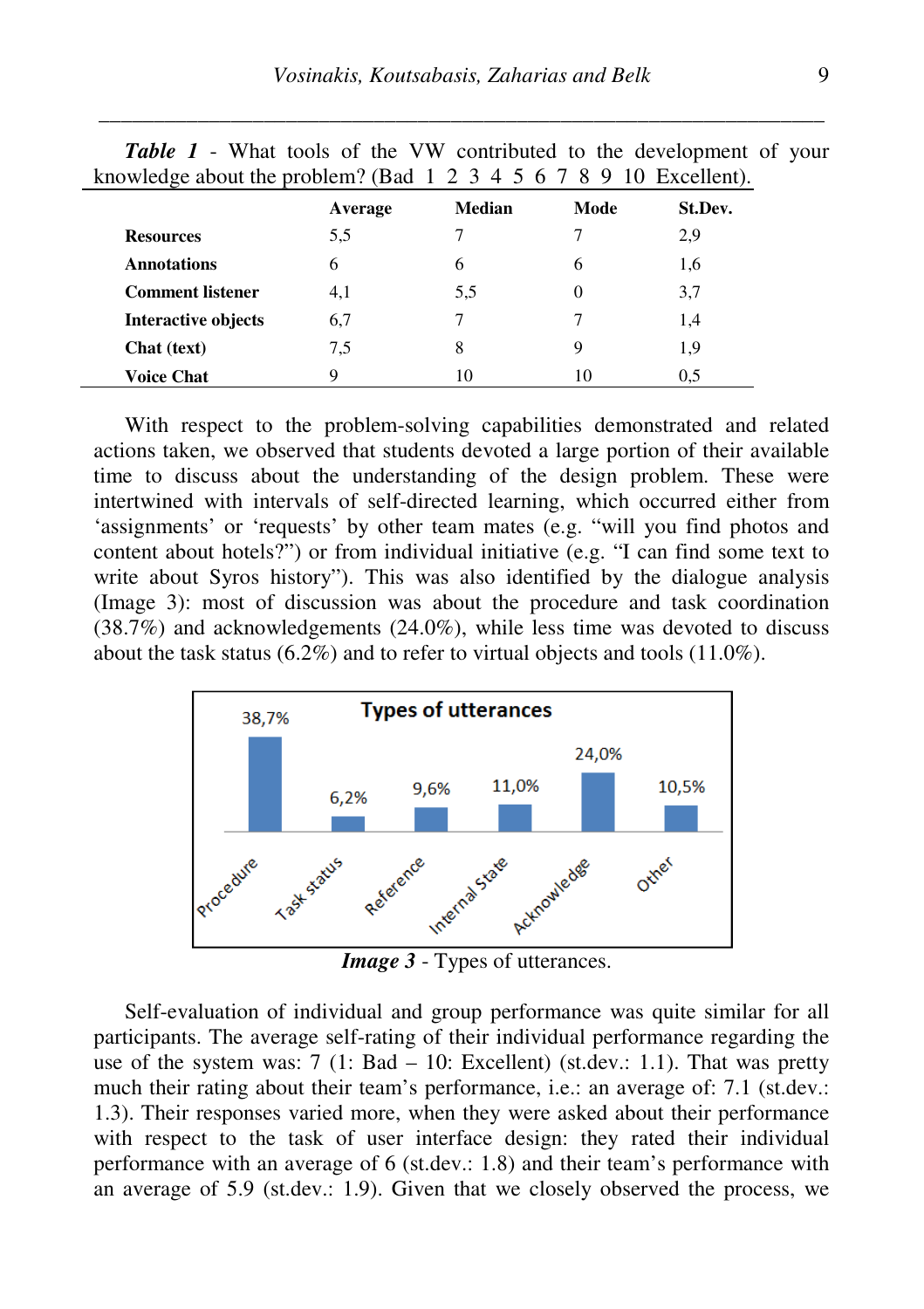***Table 1*** - What tools of the VW contributed to the development of your knowledge about the problem? (Bad 1 2 3 4 5 6 7 8 9 10 Excellent).

| | Average | Median | Mode | St.Dev. |
|---|---|---|---|---|
| **Resources** | 5,5 | 7 | 7 | 2,9 |
| **Annotations** | 6 | 6 | 6 | 1,6 |
| **Comment listener** | 4,1 | 5,5 | 0 | 3,7 |
| **Interactive objects** | 6,7 | 7 | 7 | 1,4 |
| **Chat (text)** | 7,5 | 8 | 9 | 1,9 |
| **Voice Chat** | 9 | 10 | 10 | 0,5 |

With respect to the problem-solving capabilities demonstrated and related actions taken, we observed that students devoted a large portion of their available time to discuss about the understanding of the design problem. These were intertwined with intervals of self-directed learning, which occurred either from 'assignments' or 'requests' by other team mates (e.g. "will you find photos and content about hotels?") or from individual initiative (e.g. "I can find some text to write about Syros history"). This was also identified by the dialogue analysis (Image 3): most of discussion was about the procedure and task coordination (38.7%) and acknowledgements (24.0%), while less time was devoted to discuss about the task status (6.2%) and to refer to virtual objects and tools (11.0%).

**Types of utterances**

| Procedure | Task status | Reference | Internal State | Acknowledge | Other |
|---|---|---|---|---|---|
| 38,7% | 6,2% | 9,6% | 11,0% | 24,0% | 10,5% |

***Image 3*** - Types of utterances.

Self-evaluation of individual and group performance was quite similar for all participants. The average self-rating of their individual performance regarding the use of the system was: 7 (1: Bad – 10: Excellent) (st.dev.: 1.1). That was pretty much their rating about their team's performance, i.e.: an average of: 7.1 (st.dev.: 1.3). Their responses varied more, when they were asked about their performance with respect to the task of user interface design: they rated their individual performance with an average of 6 (st.dev.: 1.8) and their team's performance with an average of 5.9 (st.dev.: 1.9). Given that we closely observed the process, we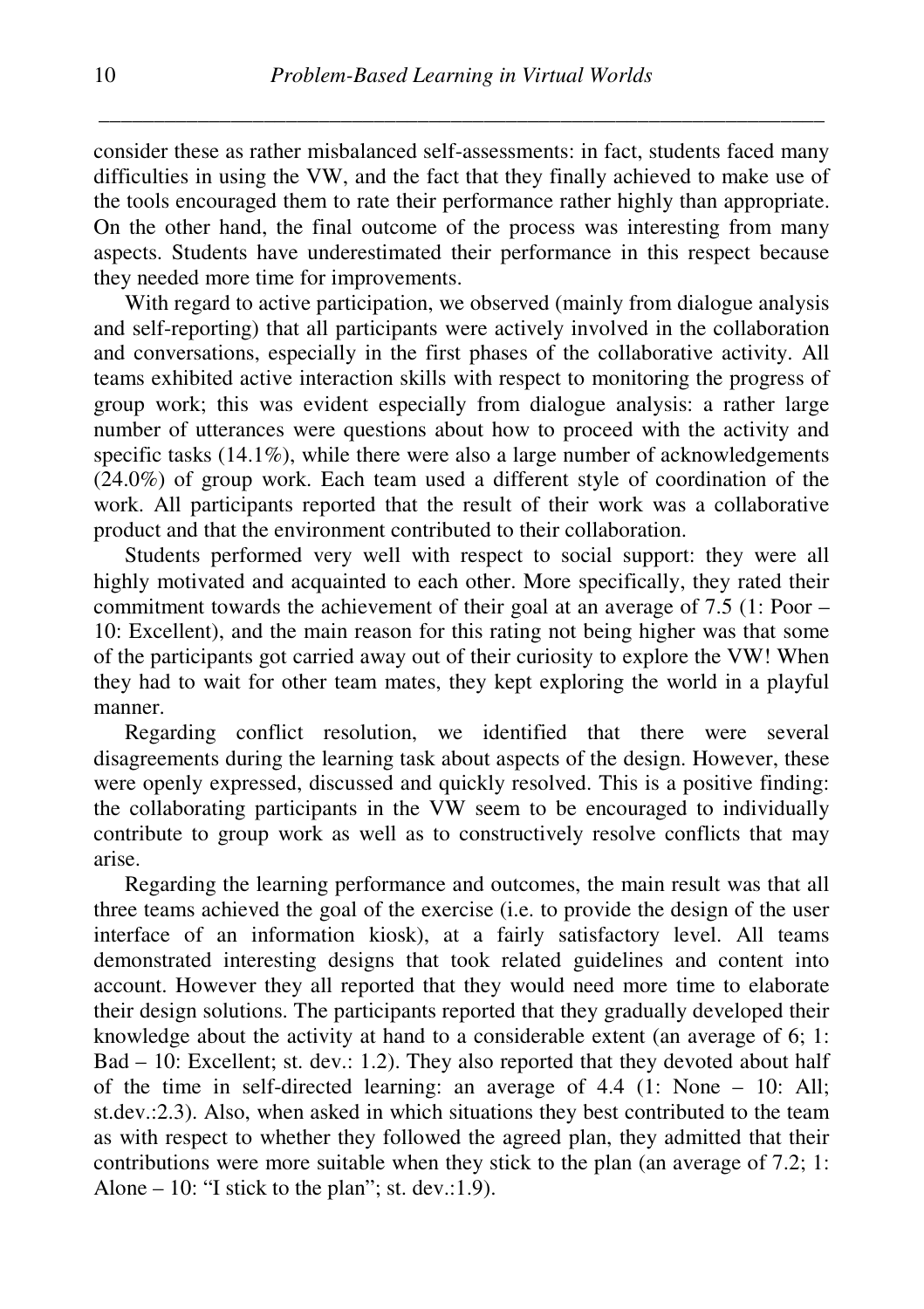consider these as rather misbalanced self-assessments: in fact, students faced many difficulties in using the VW, and the fact that they finally achieved to make use of the tools encouraged them to rate their performance rather highly than appropriate. On the other hand, the final outcome of the process was interesting from many aspects. Students have underestimated their performance in this respect because they needed more time for improvements.

With regard to active participation, we observed (mainly from dialogue analysis and self-reporting) that all participants were actively involved in the collaboration and conversations, especially in the first phases of the collaborative activity. All teams exhibited active interaction skills with respect to monitoring the progress of group work; this was evident especially from dialogue analysis: a rather large number of utterances were questions about how to proceed with the activity and specific tasks (14.1%), while there were also a large number of acknowledgements (24.0%) of group work. Each team used a different style of coordination of the work. All participants reported that the result of their work was a collaborative product and that the environment contributed to their collaboration.

Students performed very well with respect to social support: they were all highly motivated and acquainted to each other. More specifically, they rated their commitment towards the achievement of their goal at an average of 7.5 (1: Poor – 10: Excellent), and the main reason for this rating not being higher was that some of the participants got carried away out of their curiosity to explore the VW! When they had to wait for other team mates, they kept exploring the world in a playful manner.

Regarding conflict resolution, we identified that there were several disagreements during the learning task about aspects of the design. However, these were openly expressed, discussed and quickly resolved. This is a positive finding: the collaborating participants in the VW seem to be encouraged to individually contribute to group work as well as to constructively resolve conflicts that may arise.

Regarding the learning performance and outcomes, the main result was that all three teams achieved the goal of the exercise (i.e. to provide the design of the user interface of an information kiosk), at a fairly satisfactory level. All teams demonstrated interesting designs that took related guidelines and content into account. However they all reported that they would need more time to elaborate their design solutions. The participants reported that they gradually developed their knowledge about the activity at hand to a considerable extent (an average of 6; 1: Bad – 10: Excellent; st. dev.: 1.2). They also reported that they devoted about half of the time in self-directed learning: an average of 4.4 (1: None – 10: All; st.dev.:2.3). Also, when asked in which situations they best contributed to the team as with respect to whether they followed the agreed plan, they admitted that their contributions were more suitable when they stick to the plan (an average of 7.2; 1: Alone – 10: "I stick to the plan"; st. dev.:1.9).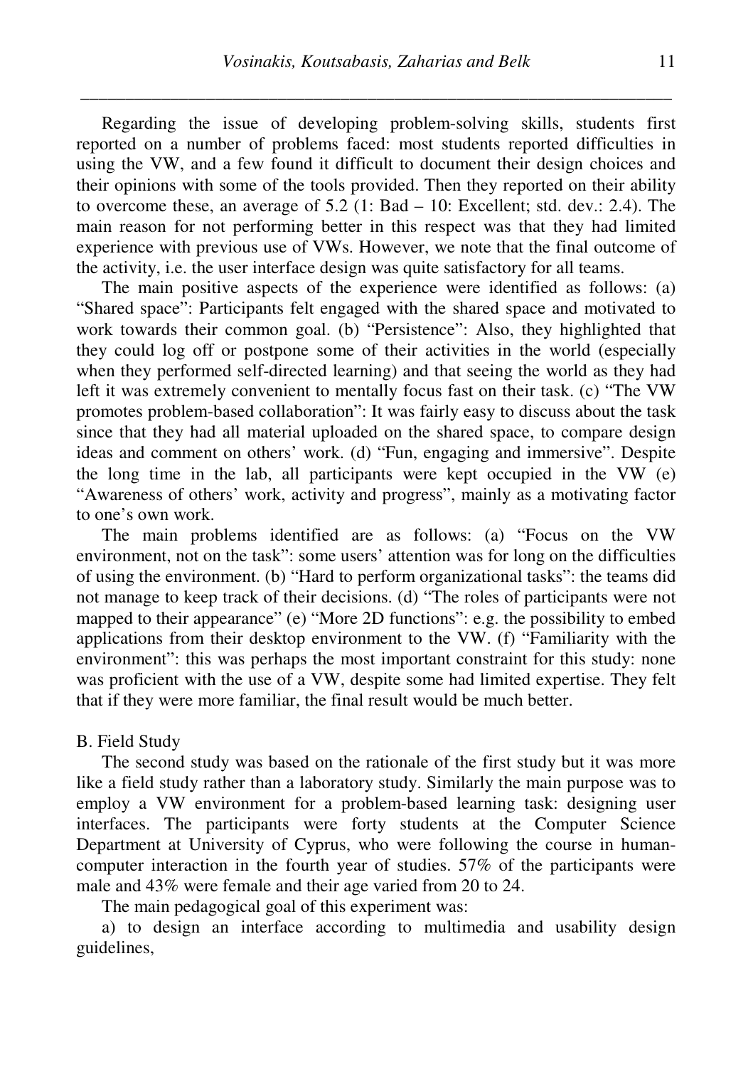Regarding the issue of developing problem-solving skills, students first reported on a number of problems faced: most students reported difficulties in using the VW, and a few found it difficult to document their design choices and their opinions with some of the tools provided. Then they reported on their ability to overcome these, an average of 5.2 (1: Bad – 10: Excellent; std. dev.: 2.4). The main reason for not performing better in this respect was that they had limited experience with previous use of VWs. However, we note that the final outcome of the activity, i.e. the user interface design was quite satisfactory for all teams.

The main positive aspects of the experience were identified as follows: (a) "Shared space": Participants felt engaged with the shared space and motivated to work towards their common goal. (b) "Persistence": Also, they highlighted that they could log off or postpone some of their activities in the world (especially when they performed self-directed learning) and that seeing the world as they had left it was extremely convenient to mentally focus fast on their task. (c) "The VW promotes problem-based collaboration": It was fairly easy to discuss about the task since that they had all material uploaded on the shared space, to compare design ideas and comment on others' work. (d) "Fun, engaging and immersive". Despite the long time in the lab, all participants were kept occupied in the VW (e) "Awareness of others' work, activity and progress", mainly as a motivating factor to one's own work.

The main problems identified are as follows: (a) "Focus on the VW environment, not on the task": some users' attention was for long on the difficulties of using the environment. (b) "Hard to perform organizational tasks": the teams did not manage to keep track of their decisions. (d) "The roles of participants were not mapped to their appearance" (e) "More 2D functions": e.g. the possibility to embed applications from their desktop environment to the VW. (f) "Familiarity with the environment": this was perhaps the most important constraint for this study: none was proficient with the use of a VW, despite some had limited expertise. They felt that if they were more familiar, the final result would be much better.

B. Field Study

The second study was based on the rationale of the first study but it was more like a field study rather than a laboratory study. Similarly the main purpose was to employ a VW environment for a problem-based learning task: designing user interfaces. The participants were forty students at the Computer Science Department at University of Cyprus, who were following the course in human-computer interaction in the fourth year of studies. 57% of the participants were male and 43% were female and their age varied from 20 to 24.

The main pedagogical goal of this experiment was:

a) to design an interface according to multimedia and usability design guidelines,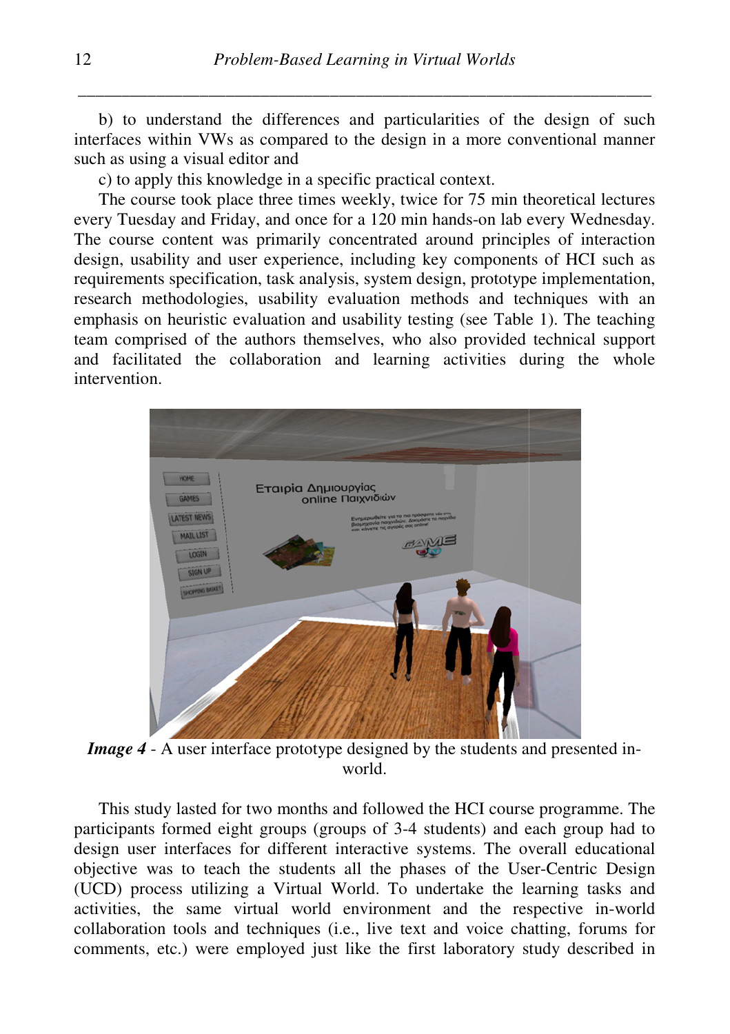b) to understand the differences and particularities of the design of such interfaces within VWs as compared to the design in a more conventional manner such as using a visual editor and

c) to apply this knowledge in a specific practical context.

The course took place three times weekly, twice for 75 min theoretical lectures every Tuesday and Friday, and once for a 120 min hands-on lab every Wednesday. The course content was primarily concentrated around principles of interaction design, usability and user experience, including key components of HCI such as requirements specification, task analysis, system design, prototype implementation, research methodologies, usability evaluation methods and techniques with an emphasis on heuristic evaluation and usability testing (see Table 1). The teaching team comprised of the authors themselves, who also provided technical support and facilitated the collaboration and learning activities during the whole intervention.

***Image 4*** - A user interface prototype designed by the students and presented in-world.

This study lasted for two months and followed the HCI course programme. The participants formed eight groups (groups of 3-4 students) and each group had to design user interfaces for different interactive systems. The overall educational objective was to teach the students all the phases of the User-Centric Design (UCD) process utilizing a Virtual World. To undertake the learning tasks and activities, the same virtual world environment and the respective in-world collaboration tools and techniques (i.e., live text and voice chatting, forums for comments, etc.) were employed just like the first laboratory study described in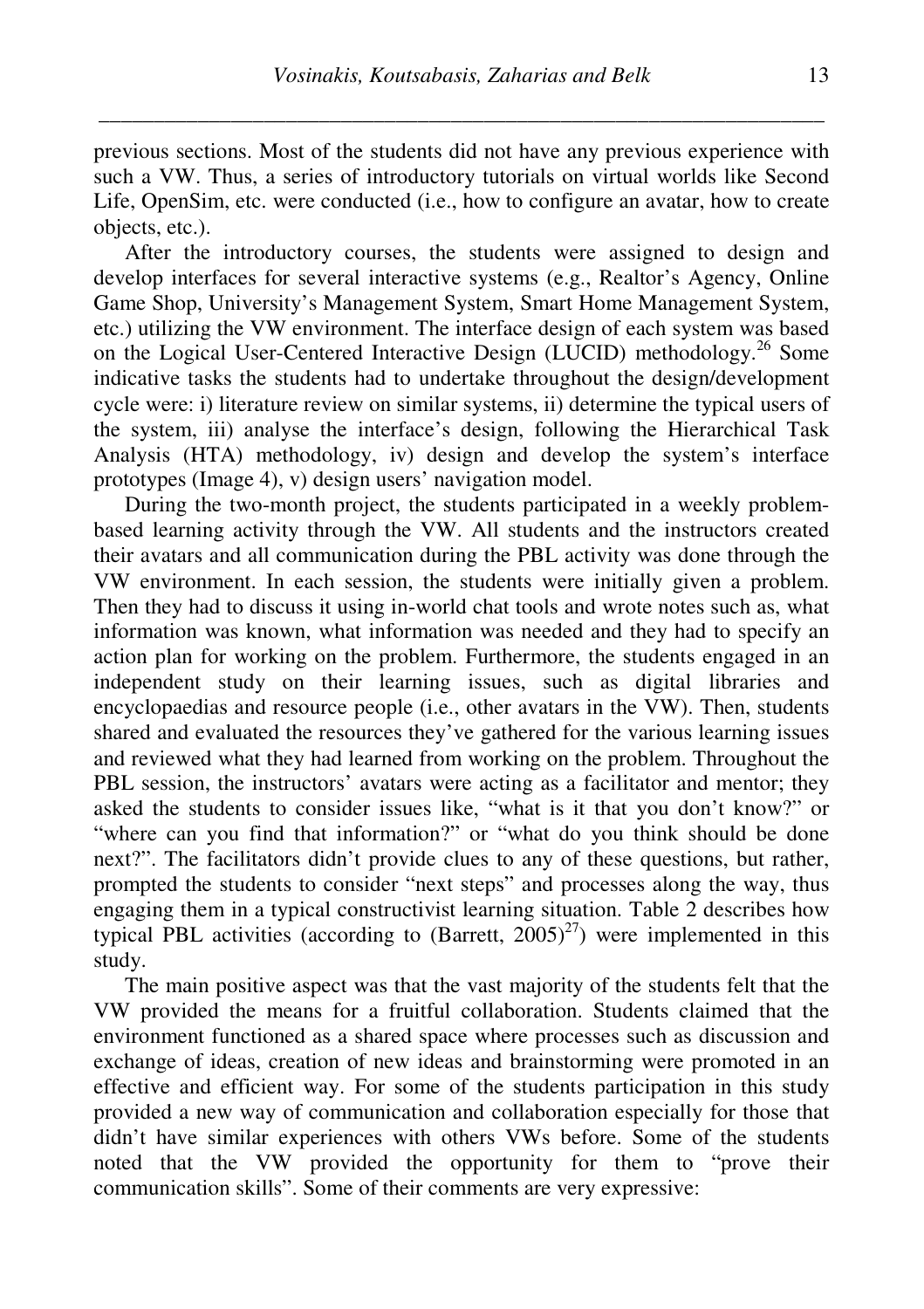previous sections. Most of the students did not have any previous experience with such a VW. Thus, a series of introductory tutorials on virtual worlds like Second Life, OpenSim, etc. were conducted (i.e., how to configure an avatar, how to create objects, etc.).

After the introductory courses, the students were assigned to design and develop interfaces for several interactive systems (e.g., Realtor's Agency, Online Game Shop, University's Management System, Smart Home Management System, etc.) utilizing the VW environment. The interface design of each system was based on the Logical User-Centered Interactive Design (LUCID) methodology.[26] Some indicative tasks the students had to undertake throughout the design/development cycle were: i) literature review on similar systems, ii) determine the typical users of the system, iii) analyse the interface's design, following the Hierarchical Task Analysis (HTA) methodology, iv) design and develop the system's interface prototypes (Image 4), v) design users' navigation model.

During the two-month project, the students participated in a weekly problem-based learning activity through the VW. All students and the instructors created their avatars and all communication during the PBL activity was done through the VW environment. In each session, the students were initially given a problem. Then they had to discuss it using in-world chat tools and wrote notes such as, what information was known, what information was needed and they had to specify an action plan for working on the problem. Furthermore, the students engaged in an independent study on their learning issues, such as digital libraries and encyclopaedias and resource people (i.e., other avatars in the VW). Then, students shared and evaluated the resources they've gathered for the various learning issues and reviewed what they had learned from working on the problem. Throughout the PBL session, the instructors' avatars were acting as a facilitator and mentor; they asked the students to consider issues like, "what is it that you don't know?" or "where can you find that information?" or "what do you think should be done next?". The facilitators didn't provide clues to any of these questions, but rather, prompted the students to consider "next steps" and processes along the way, thus engaging them in a typical constructivist learning situation. Table 2 describes how typical PBL activities (according to (Barrett, 2005)[27]) were implemented in this study.

The main positive aspect was that the vast majority of the students felt that the VW provided the means for a fruitful collaboration. Students claimed that the environment functioned as a shared space where processes such as discussion and exchange of ideas, creation of new ideas and brainstorming were promoted in an effective and efficient way. For some of the students participation in this study provided a new way of communication and collaboration especially for those that didn't have similar experiences with others VWs before. Some of the students noted that the VW provided the opportunity for them to "prove their communication skills". Some of their comments are very expressive: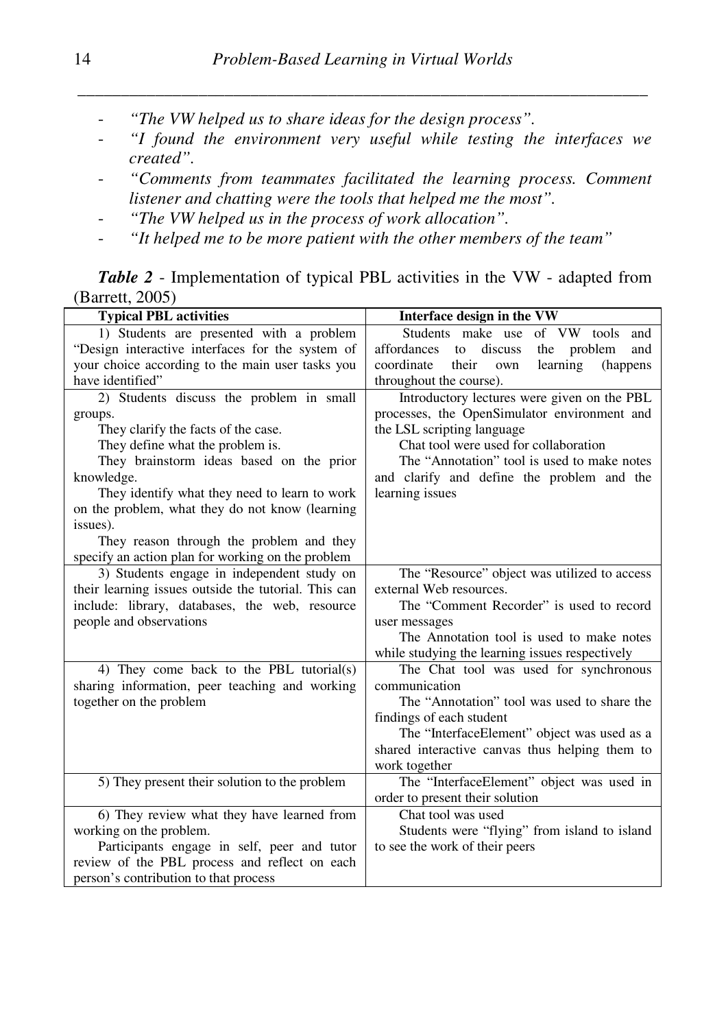- *"The VW helped us to share ideas for the design process".*
- *"I found the environment very useful while testing the interfaces we created".*
- *"Comments from teammates facilitated the learning process. Comment listener and chatting were the tools that helped me the most".*
- *"The VW helped us in the process of work allocation".*
- *"It helped me to be more patient with the other members of the team"*

***Table 2*** - Implementation of typical PBL activities in the VW - adapted from (Barrett, 2005)

| **Typical PBL activities** | **Interface design in the VW** |
|---|---|
| 1) Students are presented with a problem "Design interactive interfaces for the system of your choice according to the main user tasks you have identified" | Students make use of VW tools and affordances to discuss the problem and coordinate their own learning (happens throughout the course). |
| 2) Students discuss the problem in small groups.<br>They clarify the facts of the case.<br>They define what the problem is.<br>They brainstorm ideas based on the prior knowledge.<br>They identify what they need to learn to work on the problem, what they do not know (learning issues).<br>They reason through the problem and they specify an action plan for working on the problem | Introductory lectures were given on the PBL processes, the OpenSimulator environment and the LSL scripting language<br>Chat tool were used for collaboration<br>The "Annotation" tool is used to make notes and clarify and define the problem and the learning issues |
| 3) Students engage in independent study on their learning issues outside the tutorial. This can include: library, databases, the web, resource people and observations | The "Resource" object was utilized to access external Web resources.<br>The "Comment Recorder" is used to record user messages<br>The Annotation tool is used to make notes while studying the learning issues respectively |
| 4) They come back to the PBL tutorial(s) sharing information, peer teaching and working together on the problem | The Chat tool was used for synchronous communication<br>The "Annotation" tool was used to share the findings of each student<br>The "InterfaceElement" object was used as a shared interactive canvas thus helping them to work together |
| 5) They present their solution to the problem | The "InterfaceElement" object was used in order to present their solution |
| 6) They review what they have learned from working on the problem.<br>Participants engage in self, peer and tutor review of the PBL process and reflect on each person's contribution to that process | Chat tool was used<br>Students were "flying" from island to island to see the work of their peers |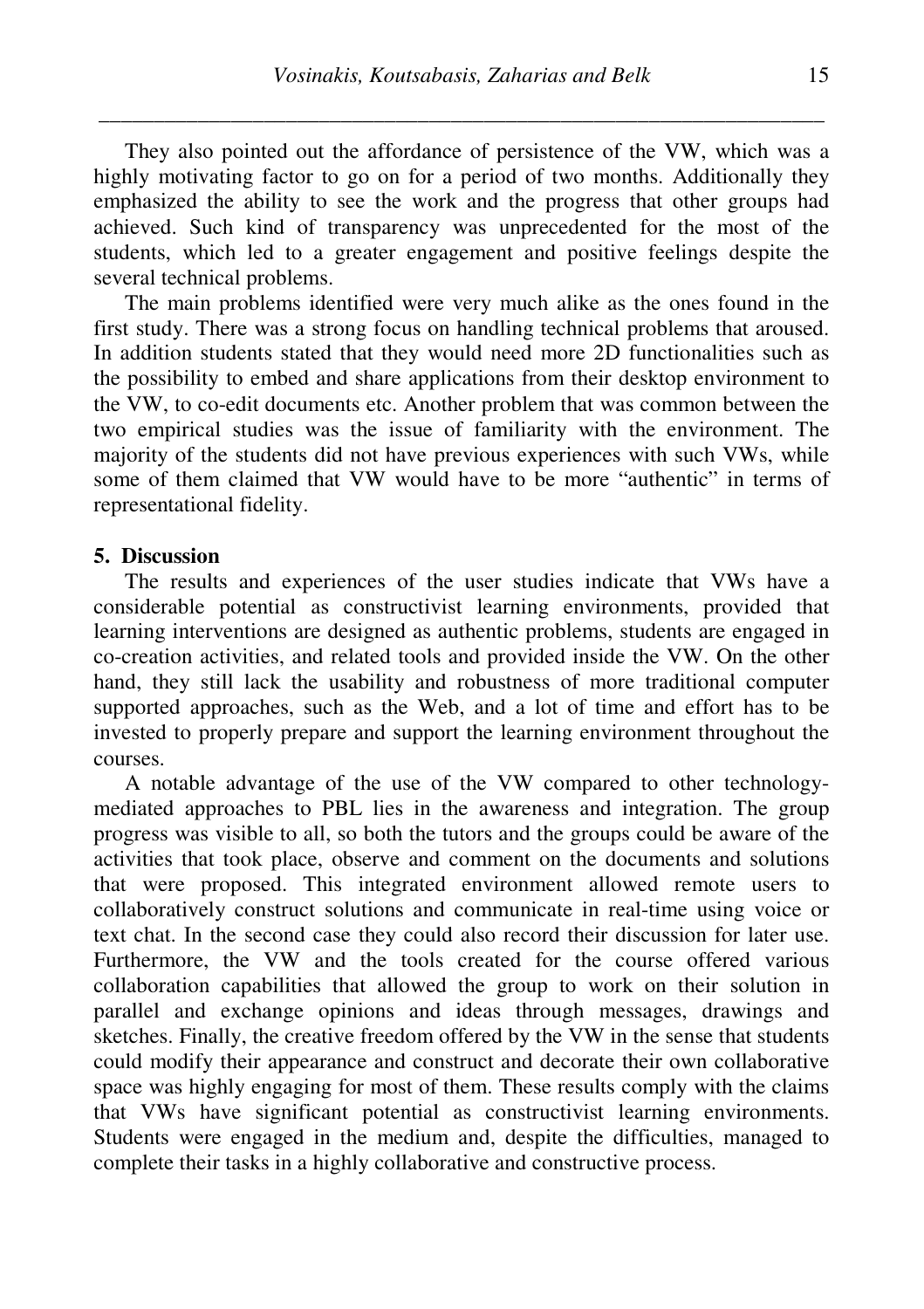They also pointed out the affordance of persistence of the VW, which was a highly motivating factor to go on for a period of two months. Additionally they emphasized the ability to see the work and the progress that other groups had achieved. Such kind of transparency was unprecedented for the most of the students, which led to a greater engagement and positive feelings despite the several technical problems.

The main problems identified were very much alike as the ones found in the first study. There was a strong focus on handling technical problems that aroused. In addition students stated that they would need more 2D functionalities such as the possibility to embed and share applications from their desktop environment to the VW, to co-edit documents etc. Another problem that was common between the two empirical studies was the issue of familiarity with the environment. The majority of the students did not have previous experiences with such VWs, while some of them claimed that VW would have to be more "authentic" in terms of representational fidelity.

## 5. Discussion

The results and experiences of the user studies indicate that VWs have a considerable potential as constructivist learning environments, provided that learning interventions are designed as authentic problems, students are engaged in co-creation activities, and related tools and provided inside the VW. On the other hand, they still lack the usability and robustness of more traditional computer supported approaches, such as the Web, and a lot of time and effort has to be invested to properly prepare and support the learning environment throughout the courses.

A notable advantage of the use of the VW compared to other technology-mediated approaches to PBL lies in the awareness and integration. The group progress was visible to all, so both the tutors and the groups could be aware of the activities that took place, observe and comment on the documents and solutions that were proposed. This integrated environment allowed remote users to collaboratively construct solutions and communicate in real-time using voice or text chat. In the second case they could also record their discussion for later use. Furthermore, the VW and the tools created for the course offered various collaboration capabilities that allowed the group to work on their solution in parallel and exchange opinions and ideas through messages, drawings and sketches. Finally, the creative freedom offered by the VW in the sense that students could modify their appearance and construct and decorate their own collaborative space was highly engaging for most of them. These results comply with the claims that VWs have significant potential as constructivist learning environments. Students were engaged in the medium and, despite the difficulties, managed to complete their tasks in a highly collaborative and constructive process.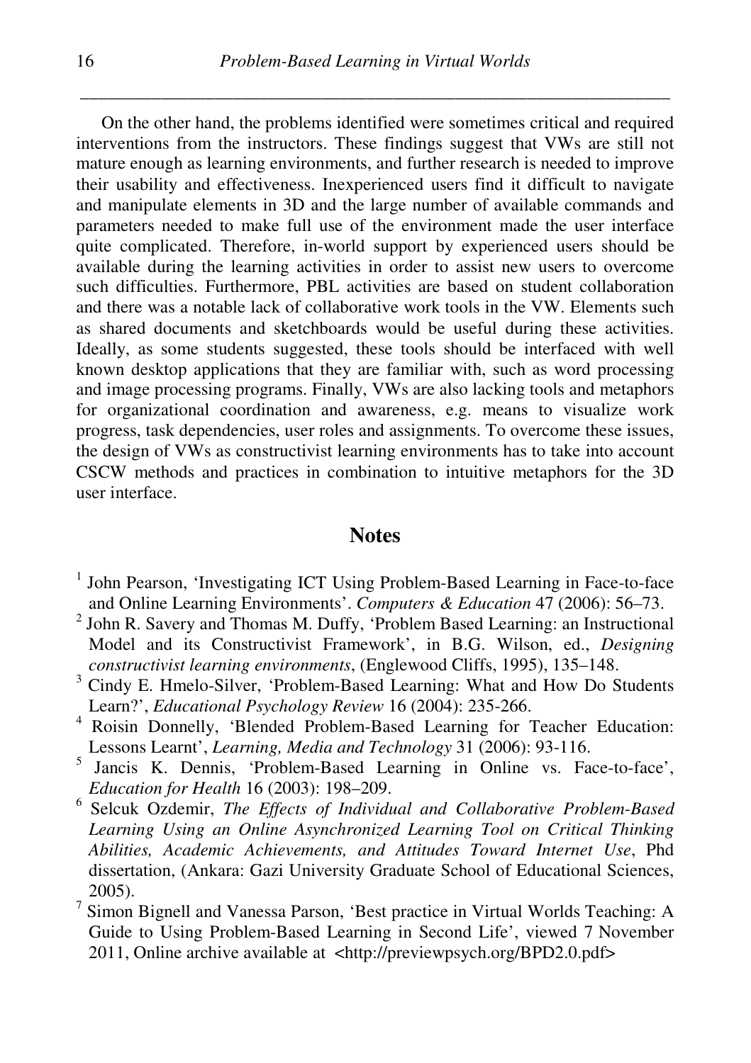On the other hand, the problems identified were sometimes critical and required interventions from the instructors. These findings suggest that VWs are still not mature enough as learning environments, and further research is needed to improve their usability and effectiveness. Inexperienced users find it difficult to navigate and manipulate elements in 3D and the large number of available commands and parameters needed to make full use of the environment made the user interface quite complicated. Therefore, in-world support by experienced users should be available during the learning activities in order to assist new users to overcome such difficulties. Furthermore, PBL activities are based on student collaboration and there was a notable lack of collaborative work tools in the VW. Elements such as shared documents and sketchboards would be useful during these activities. Ideally, as some students suggested, these tools should be interfaced with well known desktop applications that they are familiar with, such as word processing and image processing programs. Finally, VWs are also lacking tools and metaphors for organizational coordination and awareness, e.g. means to visualize work progress, task dependencies, user roles and assignments. To overcome these issues, the design of VWs as constructivist learning environments has to take into account CSCW methods and practices in combination to intuitive metaphors for the 3D user interface.

## Notes

[1] John Pearson, 'Investigating ICT Using Problem-Based Learning in Face-to-face and Online Learning Environments'. *Computers & Education* 47 (2006): 56–73.

[2] John R. Savery and Thomas M. Duffy, 'Problem Based Learning: an Instructional Model and its Constructivist Framework', in B.G. Wilson, ed., *Designing constructivist learning environments*, (Englewood Cliffs, 1995), 135–148.

[3] Cindy E. Hmelo-Silver, 'Problem-Based Learning: What and How Do Students Learn?', *Educational Psychology Review* 16 (2004): 235-266.

[4] Roisin Donnelly, 'Blended Problem-Based Learning for Teacher Education: Lessons Learnt', *Learning, Media and Technology* 31 (2006): 93-116.

[5] Jancis K. Dennis, 'Problem-Based Learning in Online vs. Face-to-face', *Education for Health* 16 (2003): 198–209.

[6] Selcuk Ozdemir, *The Effects of Individual and Collaborative Problem-Based Learning Using an Online Asynchronized Learning Tool on Critical Thinking Abilities, Academic Achievements, and Attitudes Toward Internet Use*, Phd dissertation, (Ankara: Gazi University Graduate School of Educational Sciences, 2005).

[7] Simon Bignell and Vanessa Parson, 'Best practice in Virtual Worlds Teaching: A Guide to Using Problem-Based Learning in Second Life', viewed 7 November 2011, Online archive available at <http://previewpsych.org/BPD2.0.pdf>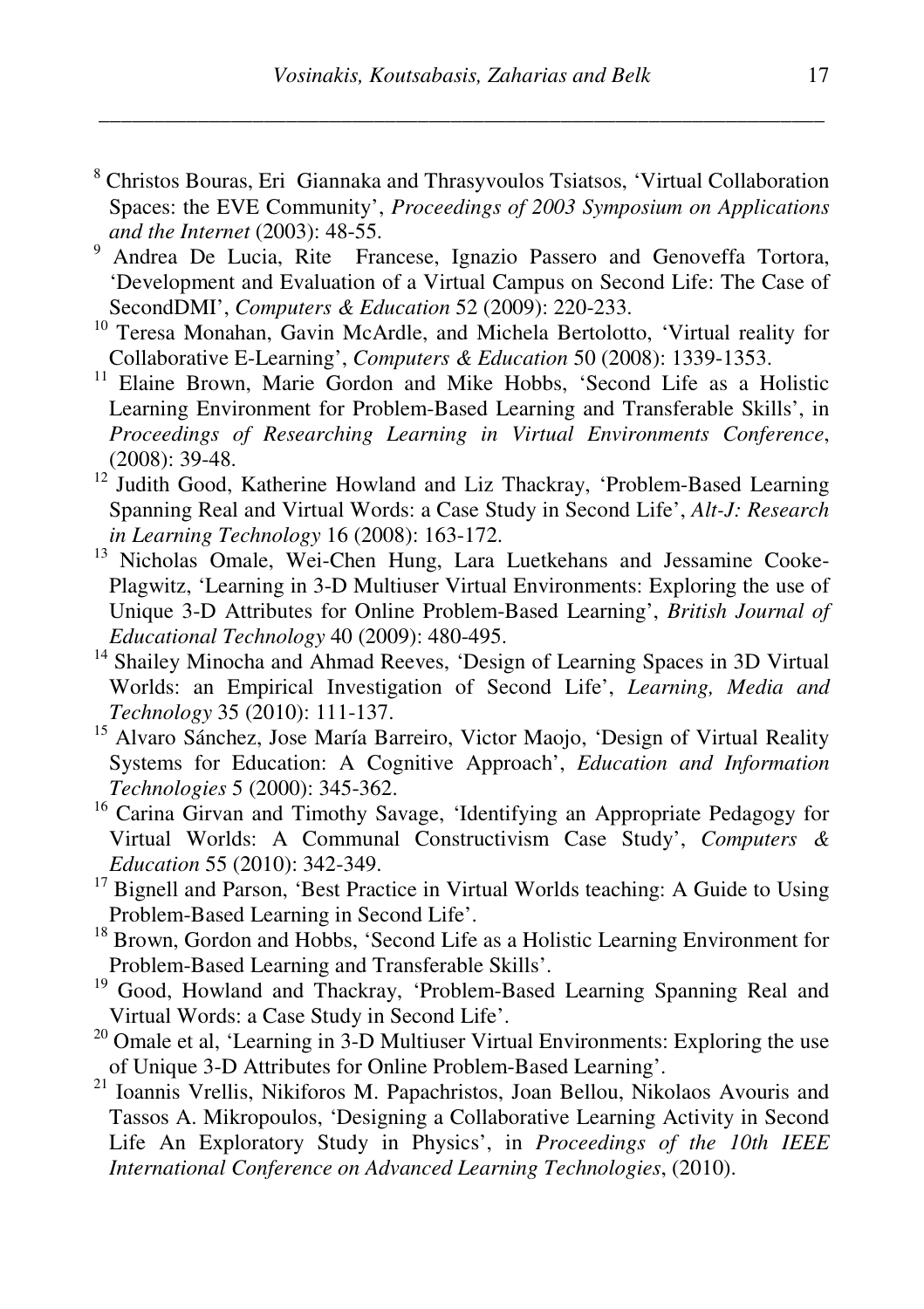[8] Christos Bouras, Eri Giannaka and Thrasyvoulos Tsiatsos, 'Virtual Collaboration Spaces: the EVE Community', *Proceedings of 2003 Symposium on Applications and the Internet* (2003): 48-55.

[9] Andrea De Lucia, Rite Francese, Ignazio Passero and Genoveffa Tortora, 'Development and Evaluation of a Virtual Campus on Second Life: The Case of SecondDMI', *Computers & Education* 52 (2009): 220-233.

[10] Teresa Monahan, Gavin McArdle, and Michela Bertolotto, 'Virtual reality for Collaborative E-Learning', *Computers & Education* 50 (2008): 1339-1353.

[11] Elaine Brown, Marie Gordon and Mike Hobbs, 'Second Life as a Holistic Learning Environment for Problem-Based Learning and Transferable Skills', in *Proceedings of Researching Learning in Virtual Environments Conference*, (2008): 39-48.

[12] Judith Good, Katherine Howland and Liz Thackray, 'Problem-Based Learning Spanning Real and Virtual Words: a Case Study in Second Life', *Alt-J: Research in Learning Technology* 16 (2008): 163-172.

[13] Nicholas Omale, Wei-Chen Hung, Lara Luetkehans and Jessamine Cooke-Plagwitz, 'Learning in 3-D Multiuser Virtual Environments: Exploring the use of Unique 3-D Attributes for Online Problem-Based Learning', *British Journal of Educational Technology* 40 (2009): 480-495.

[14] Shailey Minocha and Ahmad Reeves, 'Design of Learning Spaces in 3D Virtual Worlds: an Empirical Investigation of Second Life', *Learning, Media and Technology* 35 (2010): 111-137.

[15] Alvaro Sánchez, Jose María Barreiro, Victor Maojo, 'Design of Virtual Reality Systems for Education: A Cognitive Approach', *Education and Information Technologies* 5 (2000): 345-362.

[16] Carina Girvan and Timothy Savage, 'Identifying an Appropriate Pedagogy for Virtual Worlds: A Communal Constructivism Case Study', *Computers & Education* 55 (2010): 342-349.

[17] Bignell and Parson, 'Best Practice in Virtual Worlds teaching: A Guide to Using Problem-Based Learning in Second Life'.

[18] Brown, Gordon and Hobbs, 'Second Life as a Holistic Learning Environment for Problem-Based Learning and Transferable Skills'.

[19] Good, Howland and Thackray, 'Problem-Based Learning Spanning Real and Virtual Words: a Case Study in Second Life'.

[20] Omale et al, 'Learning in 3-D Multiuser Virtual Environments: Exploring the use of Unique 3-D Attributes for Online Problem-Based Learning'.

[21] Ioannis Vrellis, Nikiforos M. Papachristos, Joan Bellou, Nikolaos Avouris and Tassos A. Mikropoulos, 'Designing a Collaborative Learning Activity in Second Life An Exploratory Study in Physics', in *Proceedings of the 10th IEEE International Conference on Advanced Learning Technologies*, (2010).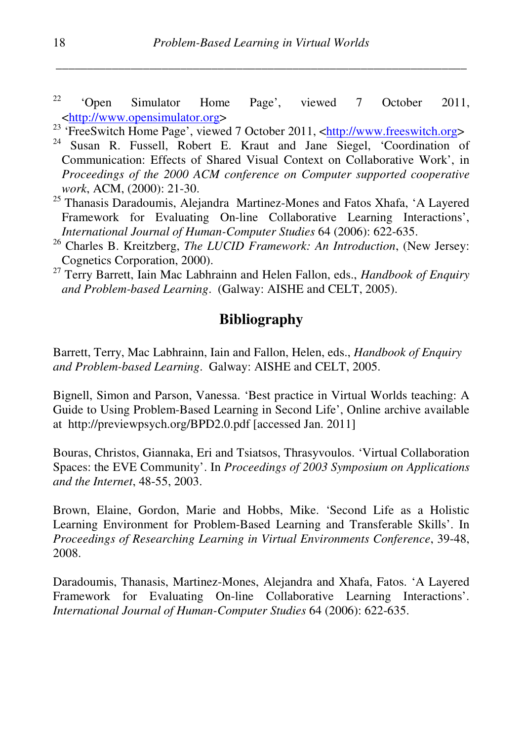[22] 'Open Simulator Home Page', viewed 7 October 2011, <http://www.opensimulator.org>

[23] 'FreeSwitch Home Page', viewed 7 October 2011, <http://www.freeswitch.org>

[24] Susan R. Fussell, Robert E. Kraut and Jane Siegel, 'Coordination of Communication: Effects of Shared Visual Context on Collaborative Work', in *Proceedings of the 2000 ACM conference on Computer supported cooperative work*, ACM, (2000): 21-30.

[25] Thanasis Daradoumis, Alejandra Martinez-Mones and Fatos Xhafa, 'A Layered Framework for Evaluating On-line Collaborative Learning Interactions', *International Journal of Human-Computer Studies* 64 (2006): 622-635.

[26] Charles B. Kreitzberg, *The LUCID Framework: An Introduction*, (New Jersey: Cognetics Corporation, 2000).

[27] Terry Barrett, Iain Mac Labhrainn and Helen Fallon, eds., *Handbook of Enquiry and Problem-based Learning*. (Galway: AISHE and CELT, 2005).

## Bibliography

Barrett, Terry, Mac Labhrainn, Iain and Fallon, Helen, eds., *Handbook of Enquiry and Problem-based Learning*. Galway: AISHE and CELT, 2005.

Bignell, Simon and Parson, Vanessa. 'Best practice in Virtual Worlds teaching: A Guide to Using Problem-Based Learning in Second Life', Online archive available at http://previewpsych.org/BPD2.0.pdf [accessed Jan. 2011]

Bouras, Christos, Giannaka, Eri and Tsiatsos, Thrasyvoulos. 'Virtual Collaboration Spaces: the EVE Community'. In *Proceedings of 2003 Symposium on Applications and the Internet*, 48-55, 2003.

Brown, Elaine, Gordon, Marie and Hobbs, Mike. 'Second Life as a Holistic Learning Environment for Problem-Based Learning and Transferable Skills'. In *Proceedings of Researching Learning in Virtual Environments Conference*, 39-48, 2008.

Daradoumis, Thanasis, Martinez-Mones, Alejandra and Xhafa, Fatos. 'A Layered Framework for Evaluating On-line Collaborative Learning Interactions'. *International Journal of Human-Computer Studies* 64 (2006): 622-635.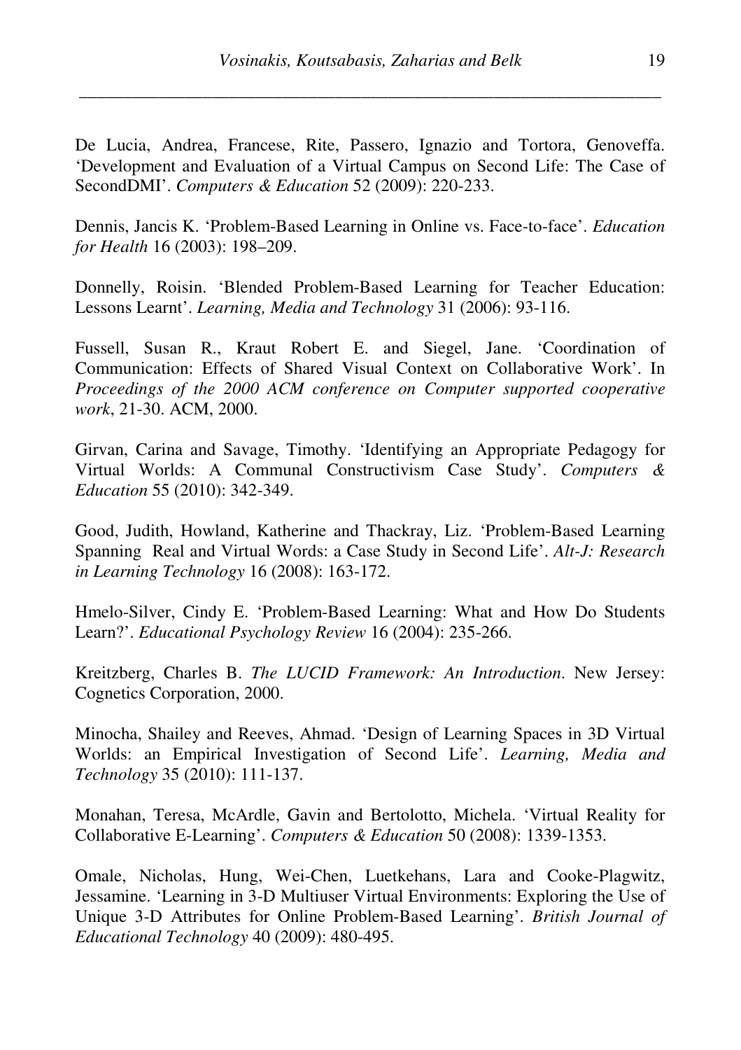De Lucia, Andrea, Francese, Rite, Passero, Ignazio and Tortora, Genoveffa. 'Development and Evaluation of a Virtual Campus on Second Life: The Case of SecondDMI'. *Computers & Education* 52 (2009): 220-233.

Dennis, Jancis K. 'Problem-Based Learning in Online vs. Face-to-face'. *Education for Health* 16 (2003): 198–209.

Donnelly, Roisin. 'Blended Problem-Based Learning for Teacher Education: Lessons Learnt'. *Learning, Media and Technology* 31 (2006): 93-116.

Fussell, Susan R., Kraut Robert E. and Siegel, Jane. 'Coordination of Communication: Effects of Shared Visual Context on Collaborative Work'. In *Proceedings of the 2000 ACM conference on Computer supported cooperative work*, 21-30. ACM, 2000.

Girvan, Carina and Savage, Timothy. 'Identifying an Appropriate Pedagogy for Virtual Worlds: A Communal Constructivism Case Study'. *Computers & Education* 55 (2010): 342-349.

Good, Judith, Howland, Katherine and Thackray, Liz. 'Problem-Based Learning Spanning Real and Virtual Words: a Case Study in Second Life'. *Alt-J: Research in Learning Technology* 16 (2008): 163-172.

Hmelo-Silver, Cindy E. 'Problem-Based Learning: What and How Do Students Learn?'. *Educational Psychology Review* 16 (2004): 235-266.

Kreitzberg, Charles B. *The LUCID Framework: An Introduction*. New Jersey: Cognetics Corporation, 2000.

Minocha, Shailey and Reeves, Ahmad. 'Design of Learning Spaces in 3D Virtual Worlds: an Empirical Investigation of Second Life'. *Learning, Media and Technology* 35 (2010): 111-137.

Monahan, Teresa, McArdle, Gavin and Bertolotto, Michela. 'Virtual Reality for Collaborative E-Learning'. *Computers & Education* 50 (2008): 1339-1353.

Omale, Nicholas, Hung, Wei-Chen, Luetkehans, Lara and Cooke-Plagwitz, Jessamine. 'Learning in 3-D Multiuser Virtual Environments: Exploring the Use of Unique 3-D Attributes for Online Problem-Based Learning'. *British Journal of Educational Technology* 40 (2009): 480-495.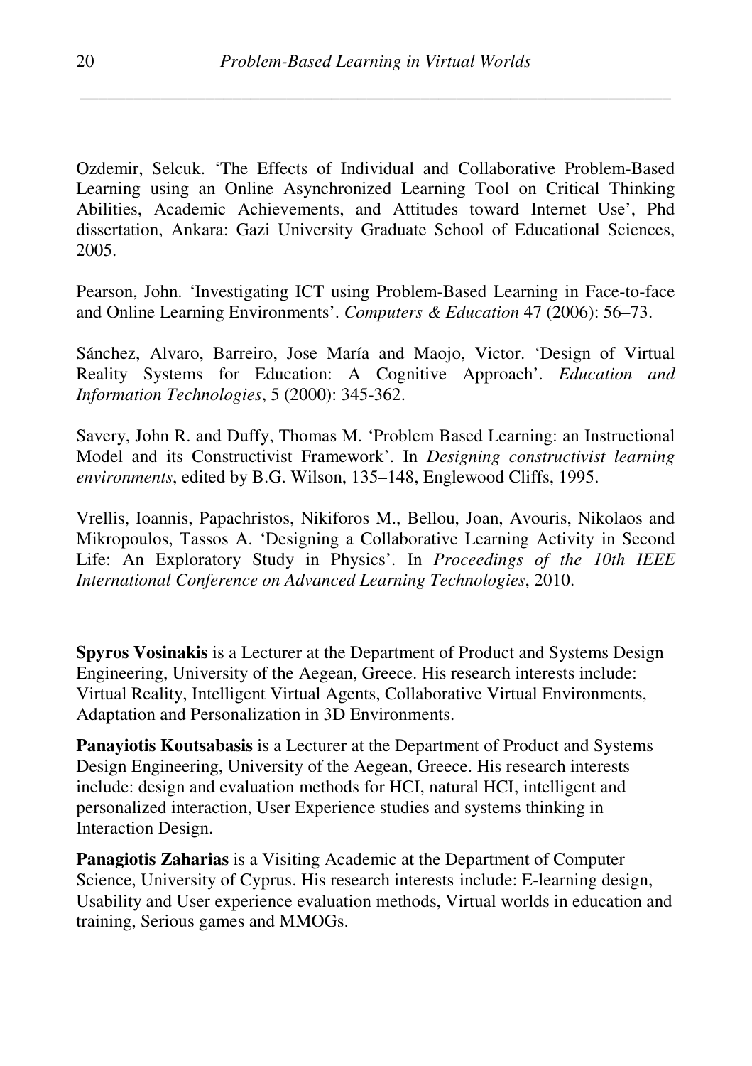Ozdemir, Selcuk. 'The Effects of Individual and Collaborative Problem-Based Learning using an Online Asynchronized Learning Tool on Critical Thinking Abilities, Academic Achievements, and Attitudes toward Internet Use', Phd dissertation, Ankara: Gazi University Graduate School of Educational Sciences, 2005.

Pearson, John. 'Investigating ICT using Problem-Based Learning in Face-to-face and Online Learning Environments'. *Computers & Education* 47 (2006): 56–73.

Sánchez, Alvaro, Barreiro, Jose María and Maojo, Victor. 'Design of Virtual Reality Systems for Education: A Cognitive Approach'. *Education and Information Technologies*, 5 (2000): 345-362.

Savery, John R. and Duffy, Thomas M. 'Problem Based Learning: an Instructional Model and its Constructivist Framework'. In *Designing constructivist learning environments*, edited by B.G. Wilson, 135–148, Englewood Cliffs, 1995.

Vrellis, Ioannis, Papachristos, Nikiforos M., Bellou, Joan, Avouris, Nikolaos and Mikropoulos, Tassos A. 'Designing a Collaborative Learning Activity in Second Life: An Exploratory Study in Physics'. In *Proceedings of the 10th IEEE International Conference on Advanced Learning Technologies*, 2010.

**Spyros Vosinakis** is a Lecturer at the Department of Product and Systems Design Engineering, University of the Aegean, Greece. His research interests include: Virtual Reality, Intelligent Virtual Agents, Collaborative Virtual Environments, Adaptation and Personalization in 3D Environments.

**Panayiotis Koutsabasis** is a Lecturer at the Department of Product and Systems Design Engineering, University of the Aegean, Greece. His research interests include: design and evaluation methods for HCI, natural HCI, intelligent and personalized interaction, User Experience studies and systems thinking in Interaction Design.

**Panagiotis Zaharias** is a Visiting Academic at the Department of Computer Science, University of Cyprus. His research interests include: E-learning design, Usability and User experience evaluation methods, Virtual worlds in education and training, Serious games and MMOGs.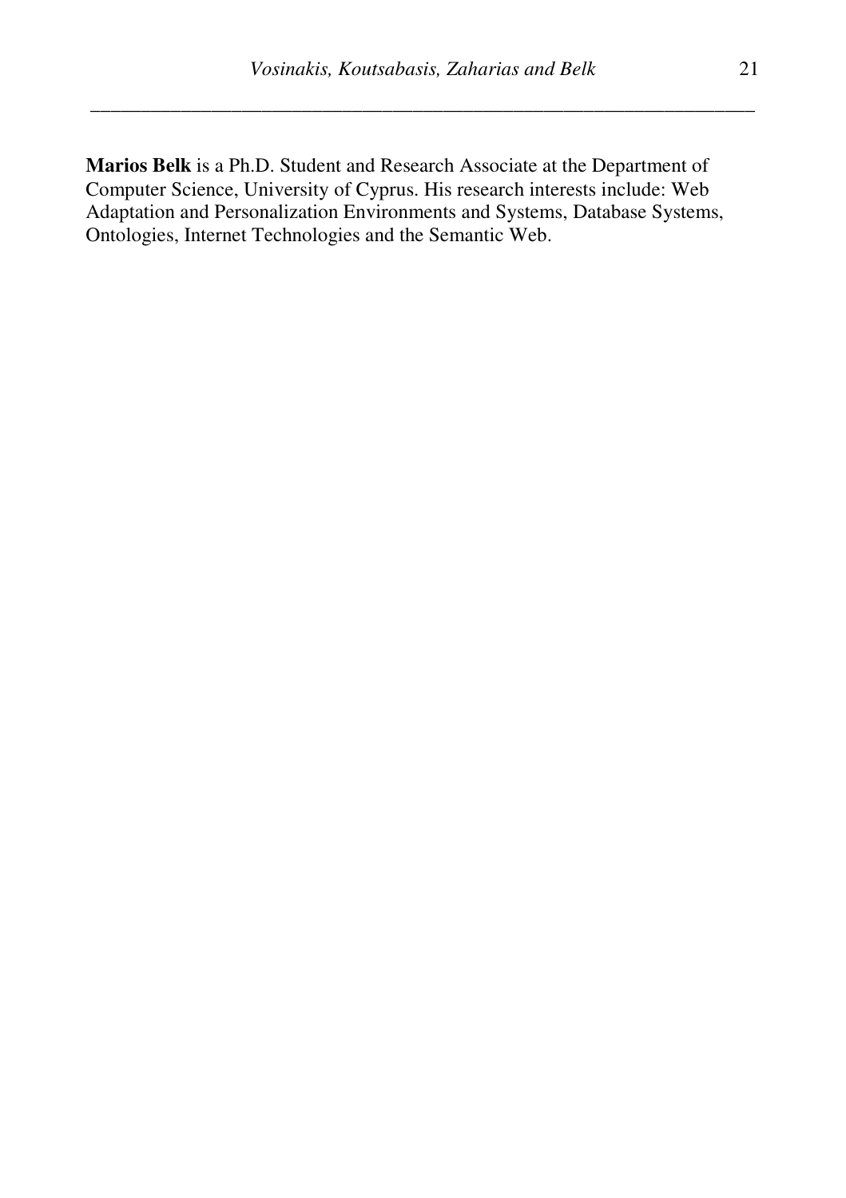**Marios Belk** is a Ph.D. Student and Research Associate at the Department of Computer Science, University of Cyprus. His research interests include: Web Adaptation and Personalization Environments and Systems, Database Systems, Ontologies, Internet Technologies and the Semantic Web.